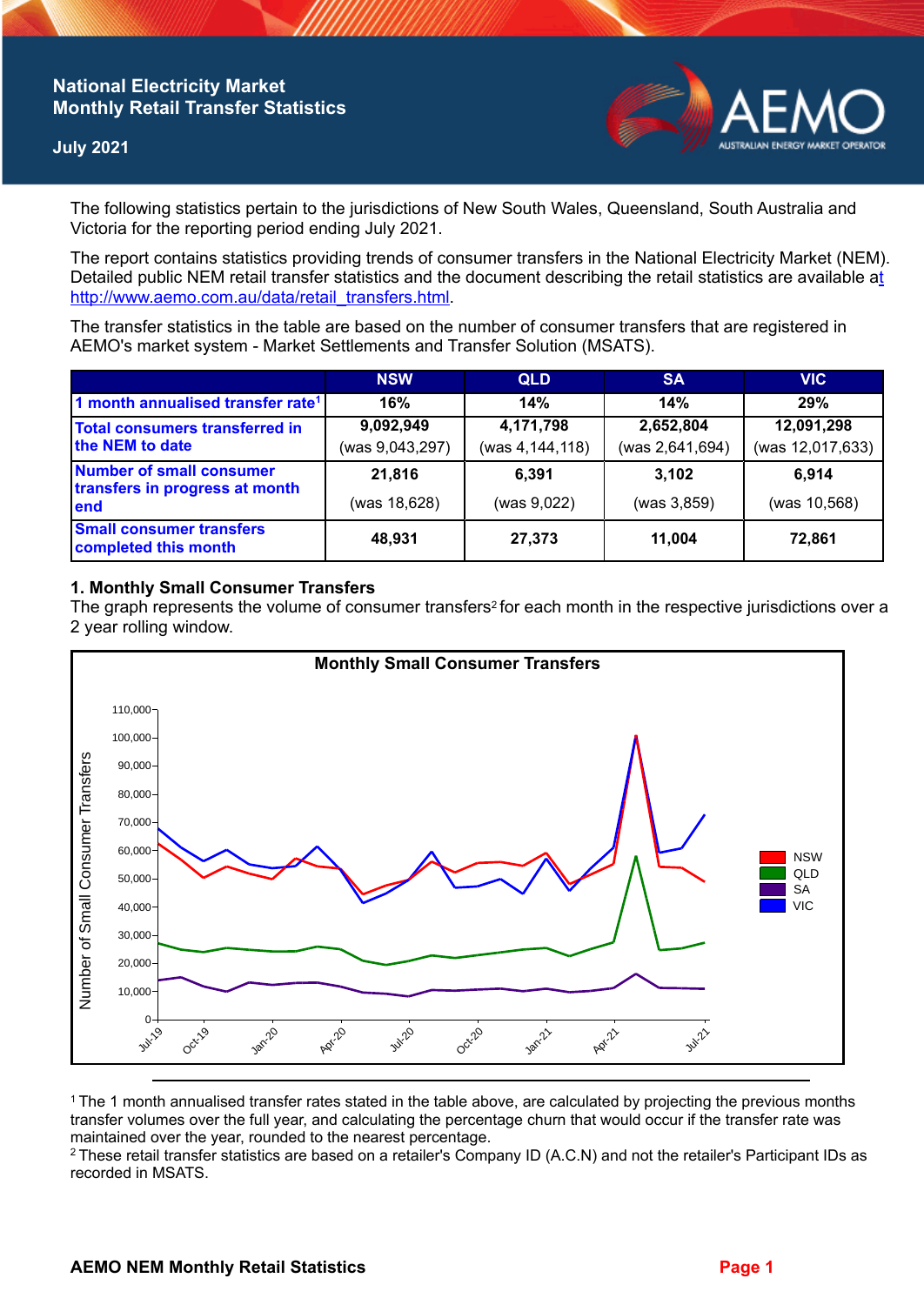# National Electricity Market Monthly Retail Transfer Statistics

July 2021

The following statistics pertain to the jurisdictions of New South Wales, Queensland, South Australia and Victoria for the reporting period ending July 2021.

The report contains statistics providing trends of consumer transfers in the National Electricity Market (NEM). Detailed public NEM retail transfer statistics and the document describing the retail statistics are available at http://www.aemo.com.au/data/retail_transfers.html.

The transfer statistics in the table are based on the number of consumer transfers that are registered in AEMO's market system - Market Settlements and Transfer Solution (MSATS).

| | NSW | QLD | SA | VIC |
|---|---|---|---|---|
| 1 month annualised transfer rate[1] | 16% | 14% | 14% | 29% |
| Total consumers transferred in the NEM to date | 9,092,949 (was 9,043,297) | 4,171,798 (was 4,144,118) | 2,652,804 (was 2,641,694) | 12,091,298 (was 12,017,633) |
| Number of small consumer transfers in progress at month end | 21,816 (was 18,628) | 6,391 (was 9,022) | 3,102 (was 3,859) | 6,914 (was 10,568) |
| Small consumer transfers completed this month | 48,931 | 27,373 | 11,004 | 72,861 |

## 1. Monthly Small Consumer Transfers

The graph represents the volume of consumer transfers[2] for each month in the respective jurisdictions over a 2 year rolling window.

[1] The 1 month annualised transfer rates stated in the table above, are calculated by projecting the previous months transfer volumes over the full year, and calculating the percentage churn that would occur if the transfer rate was maintained over the year, rounded to the nearest percentage.

[2] These retail transfer statistics are based on a retailer's Company ID (A.C.N) and not the retailer's Participant IDs as recorded in MSATS.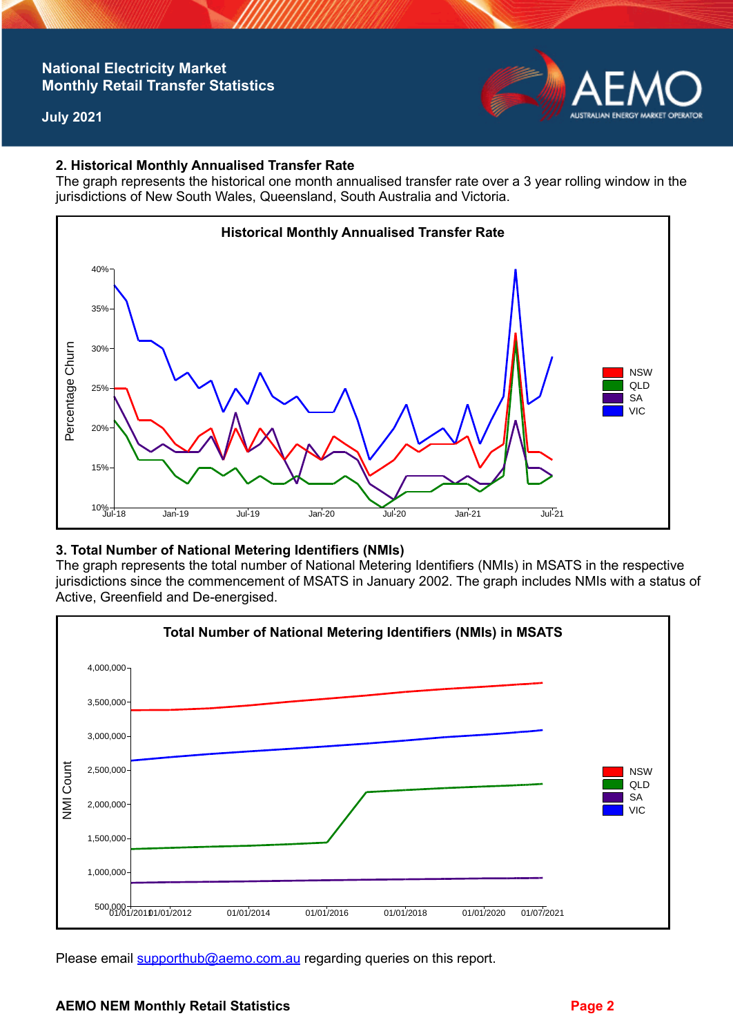National Electricity Market
Monthly Retail Transfer Statistics

July 2021

## 2. Historical Monthly Annualised Transfer Rate

The graph represents the historical one month annualised transfer rate over a 3 year rolling window in the jurisdictions of New South Wales, Queensland, South Australia and Victoria.

Historical Monthly Annualised Transfer Rate

Percentage Churn

40%
35%
30%
25%
20%
15%
10%

Jul-18
Jan-19
Jul-19
Jan-20
Jul-20
Jan-21
Jul-21

NSW
QLD
SA
VIC

## 3. Total Number of National Metering Identifiers (NMIs)

The graph represents the total number of National Metering Identifiers (NMIs) in MSATS in the respective jurisdictions since the commencement of MSATS in January 2002. The graph includes NMIs with a status of Active, Greenfield and De-energised.

Total Number of National Metering Identifiers (NMIs) in MSATS

NMI Count

4,000,000
3,500,000
3,000,000
2,500,000
2,000,000
1,500,000
1,000,000
500,000

01/01/2011
01/01/2012
01/01/2014
01/01/2016
01/01/2018
01/01/2020
01/07/2021

NSW
QLD
SA
VIC

Please email supporthub@aemo.com.au regarding queries on this report.